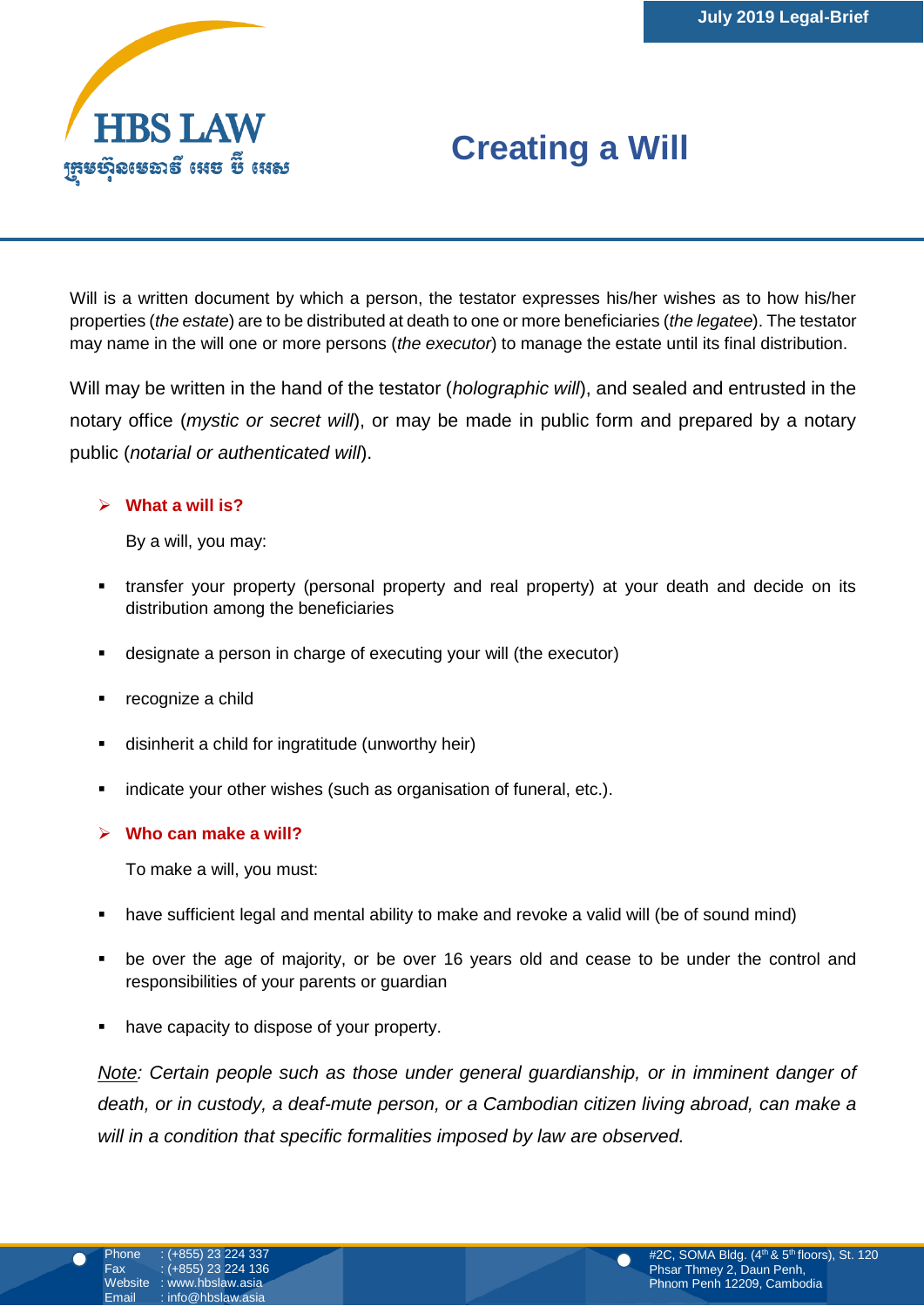# Creating a Will

Will is a written document by which a person, the testator expresses his/her wishes as to how his/her properties (*the estate*) are to be distributed at death to one or more beneficiaries (*the legatee*). The testator may name in the will one or more persons (*the executor*) to manage the estate until its final distribution.

Will may be written in the hand of the testator (*holographic will*), and sealed and entrusted in the notary office (*mystic or secret will*), or may be made in public form and prepared by a notary public (*notarial or authenticated will*).

## What a will is?

By a will, you may:

- transfer your property (personal property and real property) at your death and decide on its distribution among the beneficiaries
- designate a person in charge of executing your will (the executor)
- recognize a child
- disinherit a child for ingratitude (unworthy heir)
- indicate your other wishes (such as organisation of funeral, etc.).

## Who can make a will?

To make a will, you must:

- have sufficient legal and mental ability to make and revoke a valid will (be of sound mind)
- be over the age of majority, or be over 16 years old and cease to be under the control and responsibilities of your parents or guardian
- have capacity to dispose of your property.

*Note: Certain people such as those under general guardianship, or in imminent danger of death, or in custody, a deaf-mute person, or a Cambodian citizen living abroad, can make a will in a condition that specific formalities imposed by law are observed.*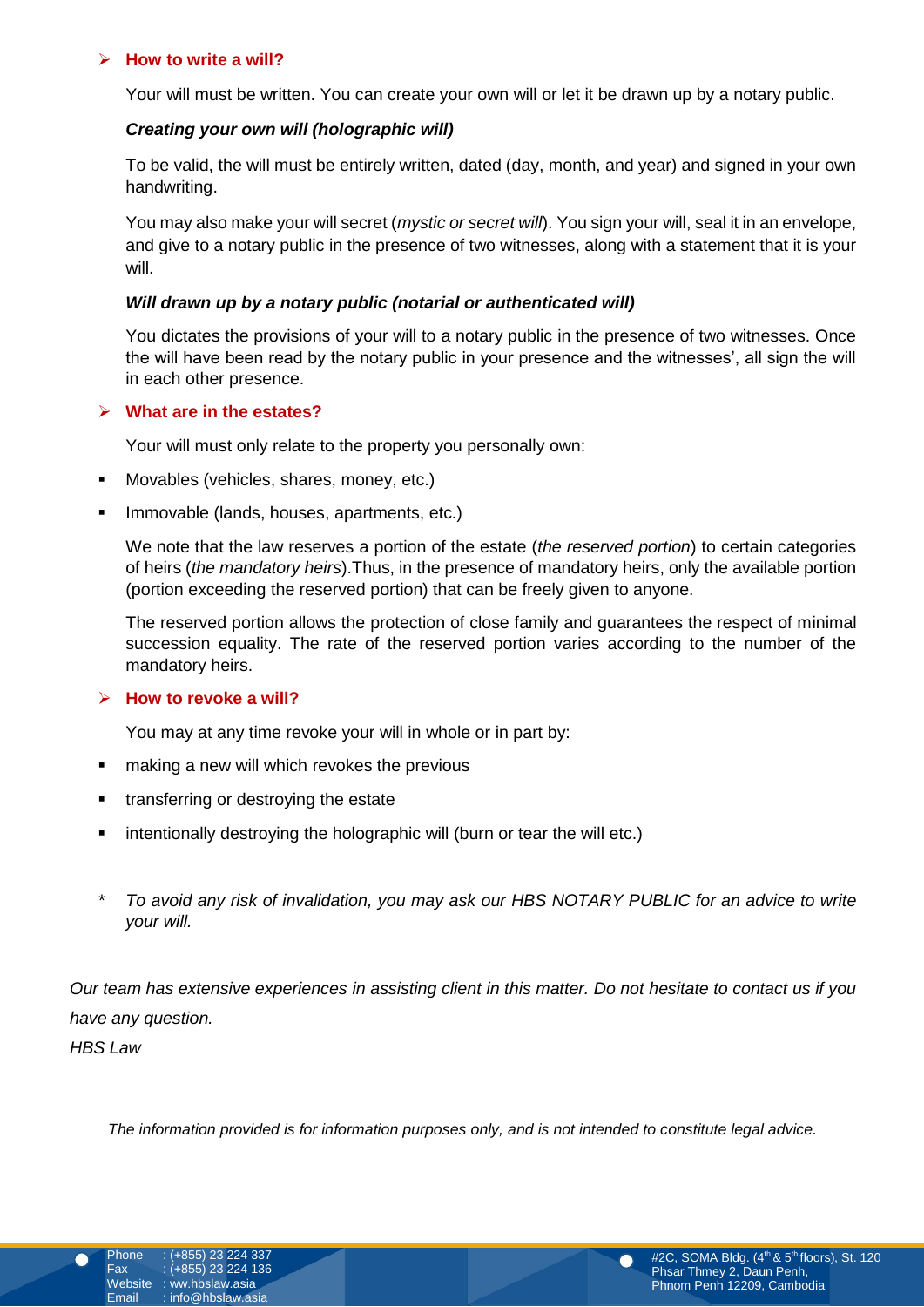## ➢ How to write a will?

Your will must be written. You can create your own will or let it be drawn up by a notary public.

***Creating your own will (holographic will)***

To be valid, the will must be entirely written, dated (day, month, and year) and signed in your own handwriting.

You may also make your will secret (*mystic or secret will*). You sign your will, seal it in an envelope, and give to a notary public in the presence of two witnesses, along with a statement that it is your will.

***Will drawn up by a notary public (notarial or authenticated will)***

You dictates the provisions of your will to a notary public in the presence of two witnesses. Once the will have been read by the notary public in your presence and the witnesses', all sign the will in each other presence.

## ➢ What are in the estates?

Your will must only relate to the property you personally own:

- Movables (vehicles, shares, money, etc.)
- Immovable (lands, houses, apartments, etc.)

We note that the law reserves a portion of the estate (*the reserved portion*) to certain categories of heirs (*the mandatory heirs*).Thus, in the presence of mandatory heirs, only the available portion (portion exceeding the reserved portion) that can be freely given to anyone.

The reserved portion allows the protection of close family and guarantees the respect of minimal succession equality. The rate of the reserved portion varies according to the number of the mandatory heirs.

## ➢ How to revoke a will?

You may at any time revoke your will in whole or in part by:

- making a new will which revokes the previous
- transferring or destroying the estate
- intentionally destroying the holographic will (burn or tear the will etc.)

\* *To avoid any risk of invalidation, you may ask our HBS NOTARY PUBLIC for an advice to write your will.*

*Our team has extensive experiences in assisting client in this matter. Do not hesitate to contact us if you have any question.*

*HBS Law*

*The information provided is for information purposes only, and is not intended to constitute legal advice.*

Phone : (+855) 23 224 337
Fax : (+855) 23 224 136
Website : ww.hbslaw.asia
Email : info@hbslaw.asia

#2C, SOMA Bldg. (4th & 5th floors), St. 120
Phsar Thmey 2, Daun Penh,
Phnom Penh 12209, Cambodia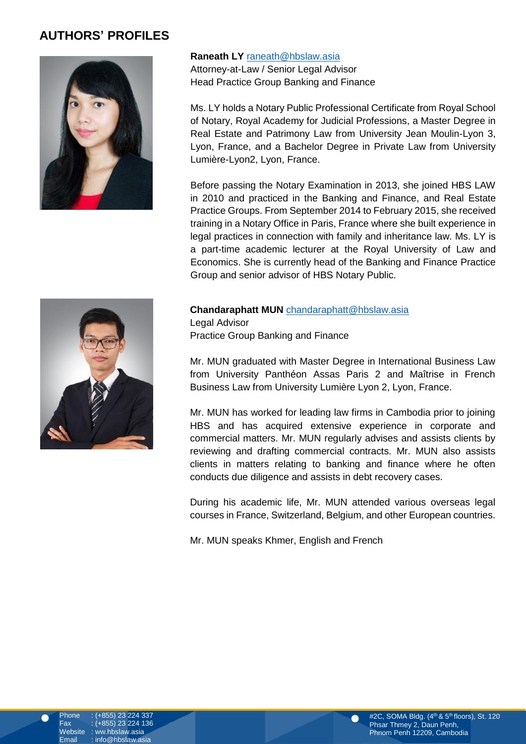## AUTHORS' PROFILES

**Raneath LY** raneath@hbslaw.asia
Attorney-at-Law / Senior Legal Advisor
Head Practice Group Banking and Finance

Ms. LY holds a Notary Public Professional Certificate from Royal School of Notary, Royal Academy for Judicial Professions, a Master Degree in Real Estate and Patrimony Law from University Jean Moulin-Lyon 3, Lyon, France, and a Bachelor Degree in Private Law from University Lumière-Lyon2, Lyon, France.

Before passing the Notary Examination in 2013, she joined HBS LAW in 2010 and practiced in the Banking and Finance, and Real Estate Practice Groups. From September 2014 to February 2015, she received training in a Notary Office in Paris, France where she built experience in legal practices in connection with family and inheritance law. Ms. LY is a part-time academic lecturer at the Royal University of Law and Economics. She is currently head of the Banking and Finance Practice Group and senior advisor of HBS Notary Public.

**Chandaraphatt MUN** chandaraphatt@hbslaw.asia
Legal Advisor
Practice Group Banking and Finance

Mr. MUN graduated with Master Degree in International Business Law from University Panthéon Assas Paris 2 and Maîtrise in French Business Law from University Lumière Lyon 2, Lyon, France.

Mr. MUN has worked for leading law firms in Cambodia prior to joining HBS and has acquired extensive experience in corporate and commercial matters. Mr. MUN regularly advises and assists clients by reviewing and drafting commercial contracts. Mr. MUN also assists clients in matters relating to banking and finance where he often conducts due diligence and assists in debt recovery cases.

During his academic life, Mr. MUN attended various overseas legal courses in France, Switzerland, Belgium, and other European countries.

Mr. MUN speaks Khmer, English and French